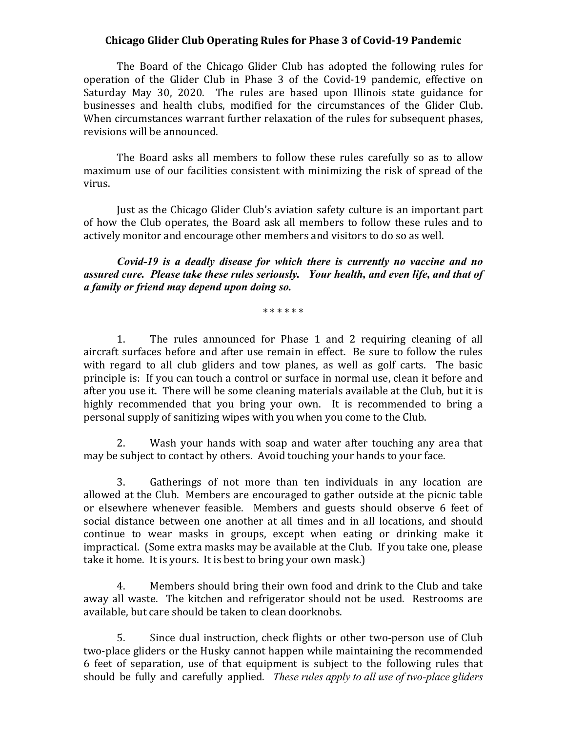# Chicago Glider Club Operating Rules for Phase 3 of Covid-19 Pandemic

The Board of the Chicago Glider Club has adopted the following rules for operation of the Glider Club in Phase 3 of the Covid-19 pandemic, effective on Saturday May 30, 2020. The rules are based upon Illinois state guidance for businesses and health clubs, modified for the circumstances of the Glider Club. When circumstances warrant further relaxation of the rules for subsequent phases, revisions will be announced.

The Board asks all members to follow these rules carefully so as to allow maximum use of our facilities consistent with minimizing the risk of spread of the virus.

Just as the Chicago Glider Club's aviation safety culture is an important part of how the Club operates, the Board ask all members to follow these rules and to actively monitor and encourage other members and visitors to do so as well.

***Covid-19 is a deadly disease for which there is currently no vaccine and no assured cure. Please take these rules seriously. Your health, and even life, and that of a family or friend may depend upon doing so.***

\* \* \* \* \* \*

1. The rules announced for Phase 1 and 2 requiring cleaning of all aircraft surfaces before and after use remain in effect. Be sure to follow the rules with regard to all club gliders and tow planes, as well as golf carts. The basic principle is: If you can touch a control or surface in normal use, clean it before and after you use it. There will be some cleaning materials available at the Club, but it is highly recommended that you bring your own. It is recommended to bring a personal supply of sanitizing wipes with you when you come to the Club.

2. Wash your hands with soap and water after touching any area that may be subject to contact by others. Avoid touching your hands to your face.

3. Gatherings of not more than ten individuals in any location are allowed at the Club. Members are encouraged to gather outside at the picnic table or elsewhere whenever feasible. Members and guests should observe 6 feet of social distance between one another at all times and in all locations, and should continue to wear masks in groups, except when eating or drinking make it impractical. (Some extra masks may be available at the Club. If you take one, please take it home. It is yours. It is best to bring your own mask.)

4. Members should bring their own food and drink to the Club and take away all waste. The kitchen and refrigerator should not be used. Restrooms are available, but care should be taken to clean doorknobs.

5. Since dual instruction, check flights or other two-person use of Club two-place gliders or the Husky cannot happen while maintaining the recommended 6 feet of separation, use of that equipment is subject to the following rules that should be fully and carefully applied. *These rules apply to all use of two-place gliders*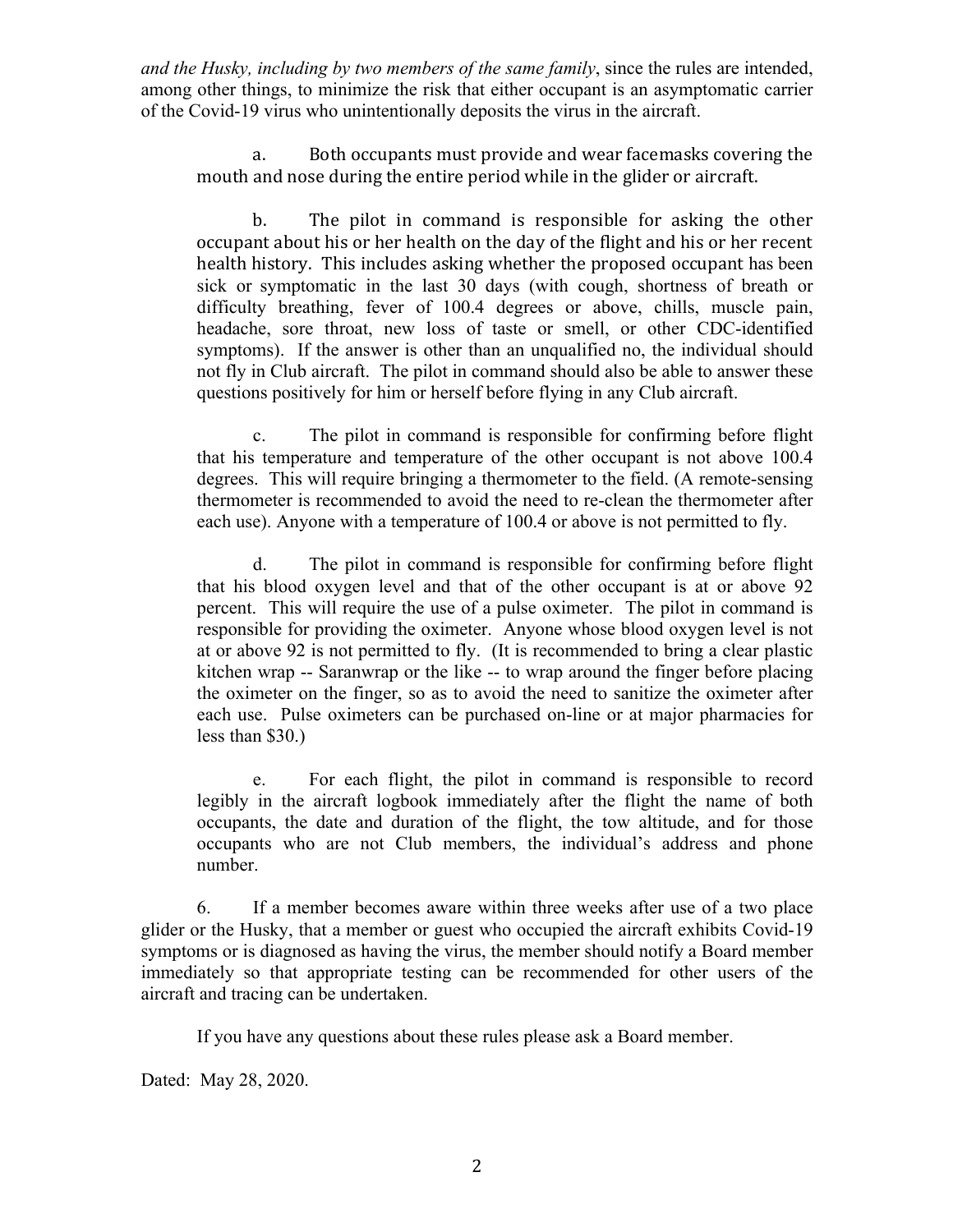*and the Husky, including by two members of the same family*, since the rules are intended, among other things, to minimize the risk that either occupant is an asymptomatic carrier of the Covid-19 virus who unintentionally deposits the virus in the aircraft.

a. Both occupants must provide and wear facemasks covering the mouth and nose during the entire period while in the glider or aircraft.

b. The pilot in command is responsible for asking the other occupant about his or her health on the day of the flight and his or her recent health history. This includes asking whether the proposed occupant has been sick or symptomatic in the last 30 days (with cough, shortness of breath or difficulty breathing, fever of 100.4 degrees or above, chills, muscle pain, headache, sore throat, new loss of taste or smell, or other CDC-identified symptoms). If the answer is other than an unqualified no, the individual should not fly in Club aircraft. The pilot in command should also be able to answer these questions positively for him or herself before flying in any Club aircraft.

c. The pilot in command is responsible for confirming before flight that his temperature and temperature of the other occupant is not above 100.4 degrees. This will require bringing a thermometer to the field. (A remote-sensing thermometer is recommended to avoid the need to re-clean the thermometer after each use). Anyone with a temperature of 100.4 or above is not permitted to fly.

d. The pilot in command is responsible for confirming before flight that his blood oxygen level and that of the other occupant is at or above 92 percent. This will require the use of a pulse oximeter. The pilot in command is responsible for providing the oximeter. Anyone whose blood oxygen level is not at or above 92 is not permitted to fly. (It is recommended to bring a clear plastic kitchen wrap -- Saranwrap or the like -- to wrap around the finger before placing the oximeter on the finger, so as to avoid the need to sanitize the oximeter after each use. Pulse oximeters can be purchased on-line or at major pharmacies for less than $30.)

e. For each flight, the pilot in command is responsible to record legibly in the aircraft logbook immediately after the flight the name of both occupants, the date and duration of the flight, the tow altitude, and for those occupants who are not Club members, the individual's address and phone number.

6. If a member becomes aware within three weeks after use of a two place glider or the Husky, that a member or guest who occupied the aircraft exhibits Covid-19 symptoms or is diagnosed as having the virus, the member should notify a Board member immediately so that appropriate testing can be recommended for other users of the aircraft and tracing can be undertaken.

If you have any questions about these rules please ask a Board member.

Dated: May 28, 2020.